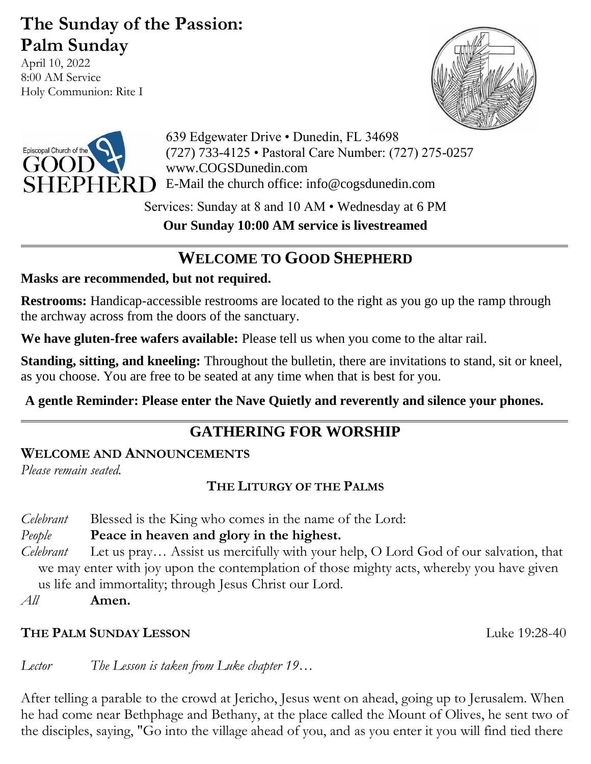# The Sunday of the Passion: Palm Sunday

April 10, 2022
8:00 AM Service
Holy Communion: Rite I

Episcopal Church of the GOOD SHEPHERD

639 Edgewater Drive • Dunedin, FL 34698
(727) 733-4125 • Pastoral Care Number: (727) 275-0257
www.COGSDunedin.com
E-Mail the church office: info@cogsdunedin.com

Services: Sunday at 8 and 10 AM • Wednesday at 6 PM

**Our Sunday 10:00 AM service is livestreamed**

---

## WELCOME TO GOOD SHEPHERD

**Masks are recommended, but not required.**

**Restrooms:** Handicap-accessible restrooms are located to the right as you go up the ramp through the archway across from the doors of the sanctuary.

**We have gluten-free wafers available:** Please tell us when you come to the altar rail.

**Standing, sitting, and kneeling:** Throughout the bulletin, there are invitations to stand, sit or kneel, as you choose. You are free to be seated at any time when that is best for you.

**A gentle Reminder: Please enter the Nave Quietly and reverently and silence your phones.**

---

## GATHERING FOR WORSHIP

### WELCOME AND ANNOUNCEMENTS

*Please remain seated.*

### THE LITURGY OF THE PALMS

*Celebrant* Blessed is the King who comes in the name of the Lord:
*People* **Peace in heaven and glory in the highest.**
*Celebrant* Let us pray… Assist us mercifully with your help, O Lord God of our salvation, that we may enter with joy upon the contemplation of those mighty acts, whereby you have given us life and immortality; through Jesus Christ our Lord.
*All* **Amen.**

### THE PALM SUNDAY LESSON — Luke 19:28-40

*Lector* *The Lesson is taken from Luke chapter 19…*

After telling a parable to the crowd at Jericho, Jesus went on ahead, going up to Jerusalem. When he had come near Bethphage and Bethany, at the place called the Mount of Olives, he sent two of the disciples, saying, "Go into the village ahead of you, and as you enter it you will find tied there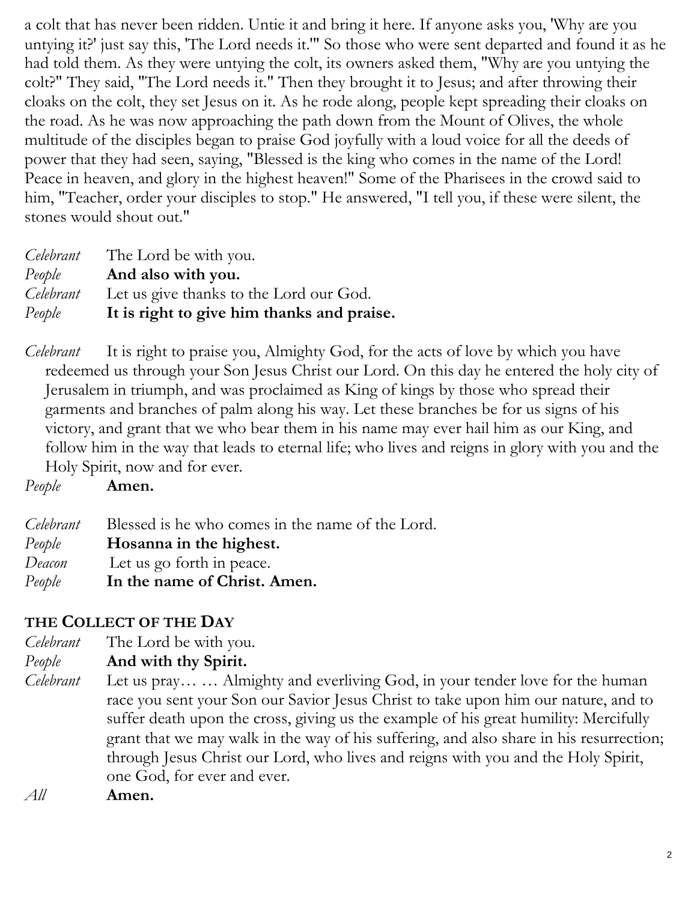a colt that has never been ridden. Untie it and bring it here. If anyone asks you, 'Why are you untying it?' just say this, 'The Lord needs it.'" So those who were sent departed and found it as he had told them. As they were untying the colt, its owners asked them, "Why are you untying the colt?" They said, "The Lord needs it." Then they brought it to Jesus; and after throwing their cloaks on the colt, they set Jesus on it. As he rode along, people kept spreading their cloaks on the road. As he was now approaching the path down from the Mount of Olives, the whole multitude of the disciples began to praise God joyfully with a loud voice for all the deeds of power that they had seen, saying, "Blessed is the king who comes in the name of the Lord! Peace in heaven, and glory in the highest heaven!" Some of the Pharisees in the crowd said to him, "Teacher, order your disciples to stop." He answered, "I tell you, if these were silent, the stones would shout out."

*Celebrant* The Lord be with you.
*People* **And also with you.**
*Celebrant* Let us give thanks to the Lord our God.
*People* **It is right to give him thanks and praise.**

*Celebrant* It is right to praise you, Almighty God, for the acts of love by which you have redeemed us through your Son Jesus Christ our Lord. On this day he entered the holy city of Jerusalem in triumph, and was proclaimed as King of kings by those who spread their garments and branches of palm along his way. Let these branches be for us signs of his victory, and grant that we who bear them in his name may ever hail him as our King, and follow him in the way that leads to eternal life; who lives and reigns in glory with you and the Holy Spirit, now and for ever.
*People* **Amen.**

*Celebrant* Blessed is he who comes in the name of the Lord.
*People* **Hosanna in the highest.**
*Deacon* Let us go forth in peace.
*People* **In the name of Christ. Amen.**

## THE COLLECT OF THE DAY

*Celebrant* The Lord be with you.
*People* **And with thy Spirit.**
*Celebrant* Let us pray… … Almighty and everliving God, in your tender love for the human race you sent your Son our Savior Jesus Christ to take upon him our nature, and to suffer death upon the cross, giving us the example of his great humility: Mercifully grant that we may walk in the way of his suffering, and also share in his resurrection; through Jesus Christ our Lord, who lives and reigns with you and the Holy Spirit, one God, for ever and ever.
*All* **Amen.**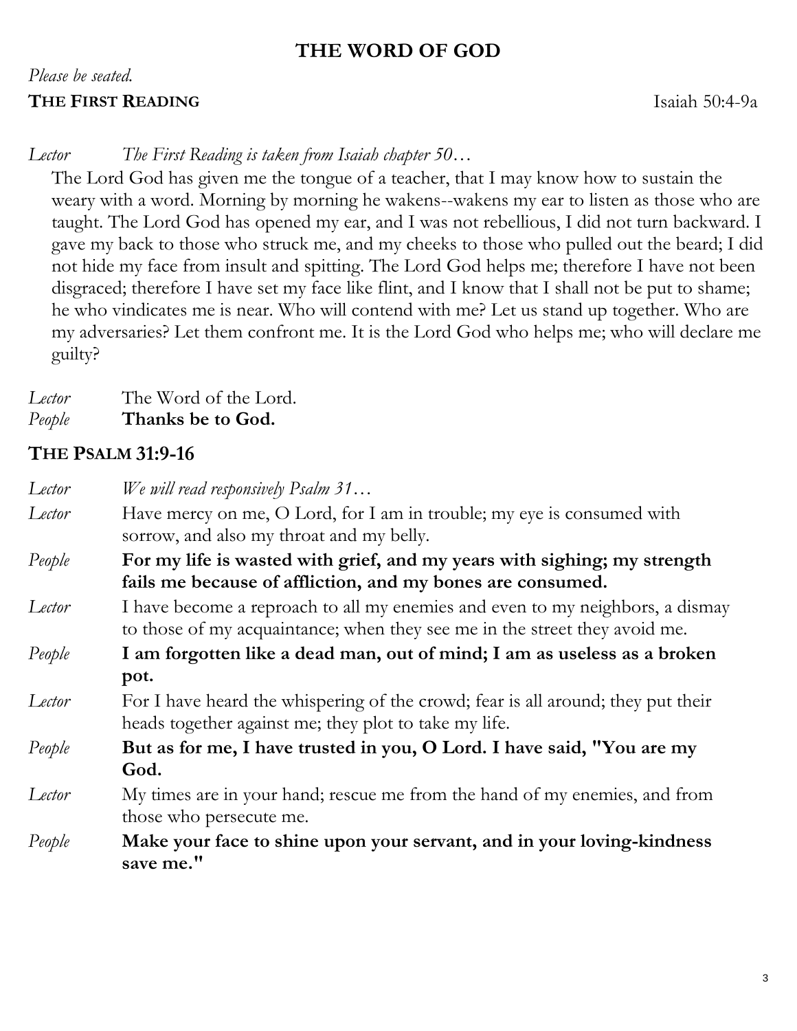## THE WORD OF GOD

*Please be seated.*

**THE FIRST READING** Isaiah 50:4-9a

*Lector* *The First Reading is taken from Isaiah chapter 50…*

The Lord God has given me the tongue of a teacher, that I may know how to sustain the weary with a word. Morning by morning he wakens--wakens my ear to listen as those who are taught. The Lord God has opened my ear, and I was not rebellious, I did not turn backward. I gave my back to those who struck me, and my cheeks to those who pulled out the beard; I did not hide my face from insult and spitting. The Lord God helps me; therefore I have not been disgraced; therefore I have set my face like flint, and I know that I shall not be put to shame; he who vindicates me is near. Who will contend with me? Let us stand up together. Who are my adversaries? Let them confront me. It is the Lord God who helps me; who will declare me guilty?

*Lector* The Word of the Lord.
*People* **Thanks be to God.**

### THE PSALM 31:9-16

*Lector* *We will read responsively Psalm 31…*

*Lector* Have mercy on me, O Lord, for I am in trouble; my eye is consumed with sorrow, and also my throat and my belly.

*People* **For my life is wasted with grief, and my years with sighing; my strength fails me because of affliction, and my bones are consumed.**

*Lector* I have become a reproach to all my enemies and even to my neighbors, a dismay to those of my acquaintance; when they see me in the street they avoid me.

*People* **I am forgotten like a dead man, out of mind; I am as useless as a broken pot.**

*Lector* For I have heard the whispering of the crowd; fear is all around; they put their heads together against me; they plot to take my life.

*People* **But as for me, I have trusted in you, O Lord. I have said, "You are my God.**

*Lector* My times are in your hand; rescue me from the hand of my enemies, and from those who persecute me.

*People* **Make your face to shine upon your servant, and in your loving-kindness save me."**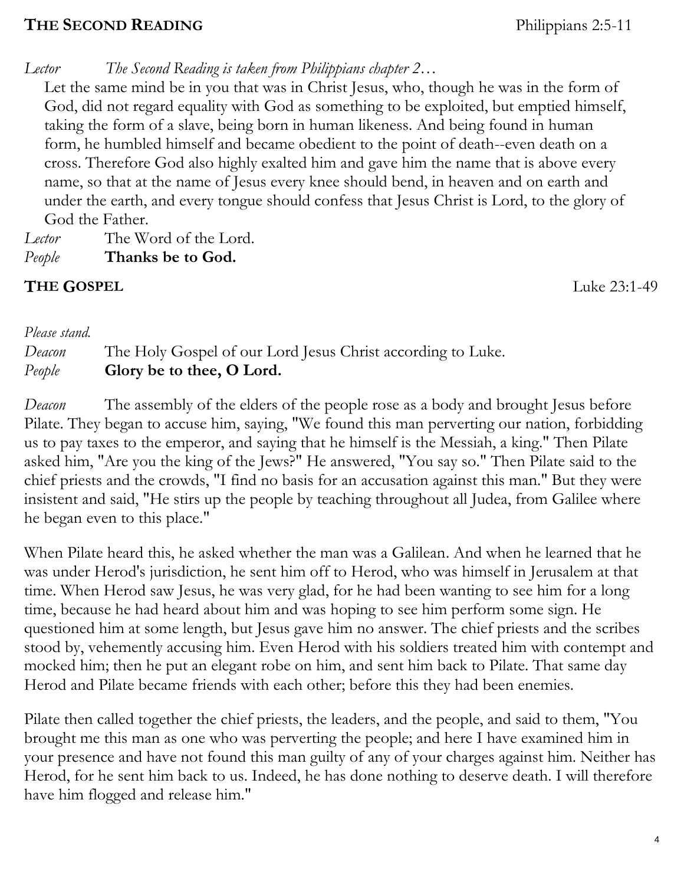## **THE SECOND READING** Philippians 2:5-11

*Lector* *The Second Reading is taken from Philippians chapter 2…*

Let the same mind be in you that was in Christ Jesus, who, though he was in the form of God, did not regard equality with God as something to be exploited, but emptied himself, taking the form of a slave, being born in human likeness. And being found in human form, he humbled himself and became obedient to the point of death--even death on a cross. Therefore God also highly exalted him and gave him the name that is above every name, so that at the name of Jesus every knee should bend, in heaven and on earth and under the earth, and every tongue should confess that Jesus Christ is Lord, to the glory of God the Father.

*Lector* The Word of the Lord.
*People* **Thanks be to God.**

## **THE GOSPEL** Luke 23:1-49

*Please stand.*

*Deacon* The Holy Gospel of our Lord Jesus Christ according to Luke.
*People* **Glory be to thee, O Lord.**

*Deacon* The assembly of the elders of the people rose as a body and brought Jesus before Pilate. They began to accuse him, saying, "We found this man perverting our nation, forbidding us to pay taxes to the emperor, and saying that he himself is the Messiah, a king." Then Pilate asked him, "Are you the king of the Jews?" He answered, "You say so." Then Pilate said to the chief priests and the crowds, "I find no basis for an accusation against this man." But they were insistent and said, "He stirs up the people by teaching throughout all Judea, from Galilee where he began even to this place."

When Pilate heard this, he asked whether the man was a Galilean. And when he learned that he was under Herod's jurisdiction, he sent him off to Herod, who was himself in Jerusalem at that time. When Herod saw Jesus, he was very glad, for he had been wanting to see him for a long time, because he had heard about him and was hoping to see him perform some sign. He questioned him at some length, but Jesus gave him no answer. The chief priests and the scribes stood by, vehemently accusing him. Even Herod with his soldiers treated him with contempt and mocked him; then he put an elegant robe on him, and sent him back to Pilate. That same day Herod and Pilate became friends with each other; before this they had been enemies.

Pilate then called together the chief priests, the leaders, and the people, and said to them, "You brought me this man as one who was perverting the people; and here I have examined him in your presence and have not found this man guilty of any of your charges against him. Neither has Herod, for he sent him back to us. Indeed, he has done nothing to deserve death. I will therefore have him flogged and release him."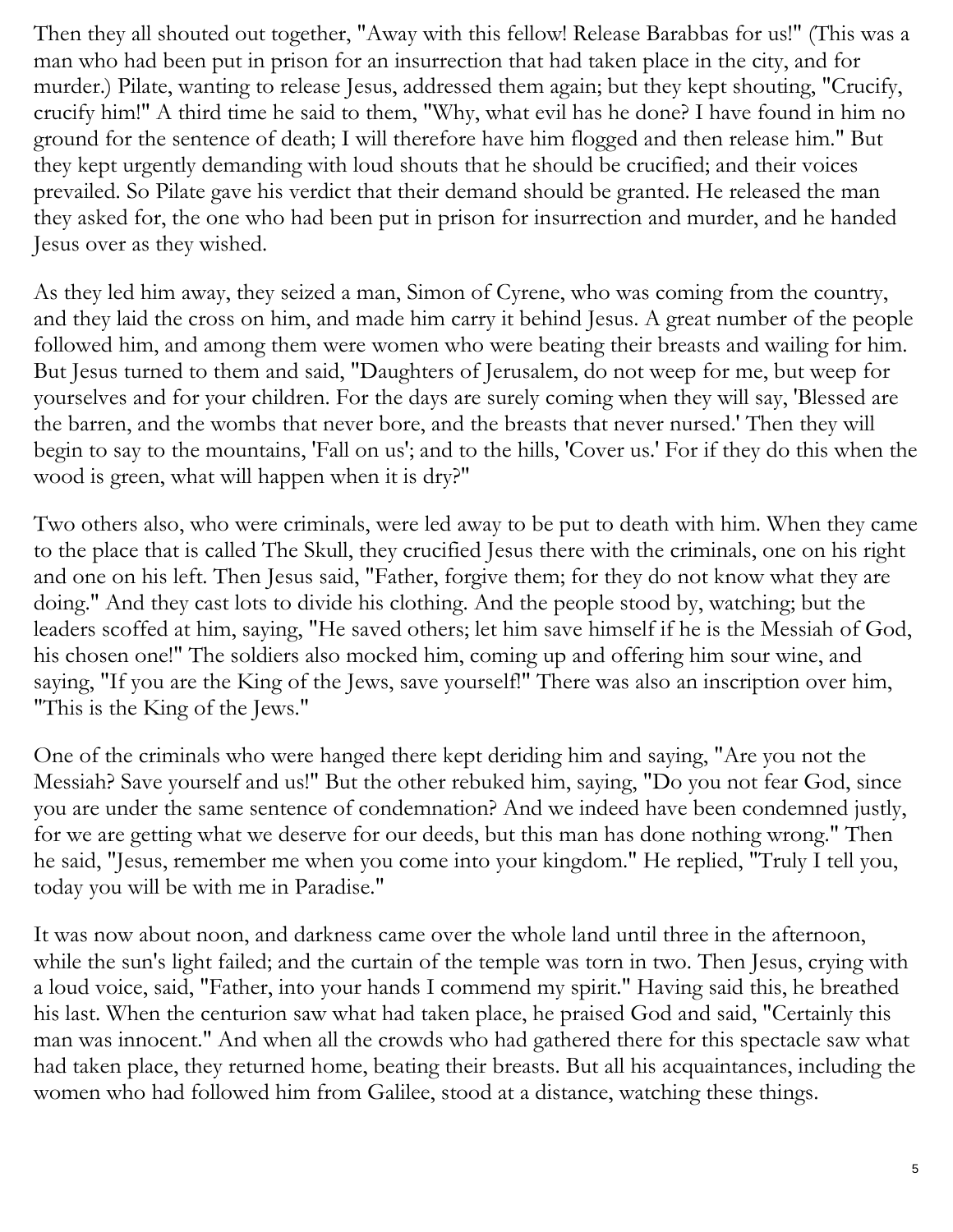Then they all shouted out together, "Away with this fellow! Release Barabbas for us!" (This was a man who had been put in prison for an insurrection that had taken place in the city, and for murder.) Pilate, wanting to release Jesus, addressed them again; but they kept shouting, "Crucify, crucify him!" A third time he said to them, "Why, what evil has he done? I have found in him no ground for the sentence of death; I will therefore have him flogged and then release him." But they kept urgently demanding with loud shouts that he should be crucified; and their voices prevailed. So Pilate gave his verdict that their demand should be granted. He released the man they asked for, the one who had been put in prison for insurrection and murder, and he handed Jesus over as they wished.

As they led him away, they seized a man, Simon of Cyrene, who was coming from the country, and they laid the cross on him, and made him carry it behind Jesus. A great number of the people followed him, and among them were women who were beating their breasts and wailing for him. But Jesus turned to them and said, "Daughters of Jerusalem, do not weep for me, but weep for yourselves and for your children. For the days are surely coming when they will say, 'Blessed are the barren, and the wombs that never bore, and the breasts that never nursed.' Then they will begin to say to the mountains, 'Fall on us'; and to the hills, 'Cover us.' For if they do this when the wood is green, what will happen when it is dry?"

Two others also, who were criminals, were led away to be put to death with him. When they came to the place that is called The Skull, they crucified Jesus there with the criminals, one on his right and one on his left. Then Jesus said, "Father, forgive them; for they do not know what they are doing." And they cast lots to divide his clothing. And the people stood by, watching; but the leaders scoffed at him, saying, "He saved others; let him save himself if he is the Messiah of God, his chosen one!" The soldiers also mocked him, coming up and offering him sour wine, and saying, "If you are the King of the Jews, save yourself!" There was also an inscription over him, "This is the King of the Jews."

One of the criminals who were hanged there kept deriding him and saying, "Are you not the Messiah? Save yourself and us!" But the other rebuked him, saying, "Do you not fear God, since you are under the same sentence of condemnation? And we indeed have been condemned justly, for we are getting what we deserve for our deeds, but this man has done nothing wrong." Then he said, "Jesus, remember me when you come into your kingdom." He replied, "Truly I tell you, today you will be with me in Paradise."

It was now about noon, and darkness came over the whole land until three in the afternoon, while the sun's light failed; and the curtain of the temple was torn in two. Then Jesus, crying with a loud voice, said, "Father, into your hands I commend my spirit." Having said this, he breathed his last. When the centurion saw what had taken place, he praised God and said, "Certainly this man was innocent." And when all the crowds who had gathered there for this spectacle saw what had taken place, they returned home, beating their breasts. But all his acquaintances, including the women who had followed him from Galilee, stood at a distance, watching these things.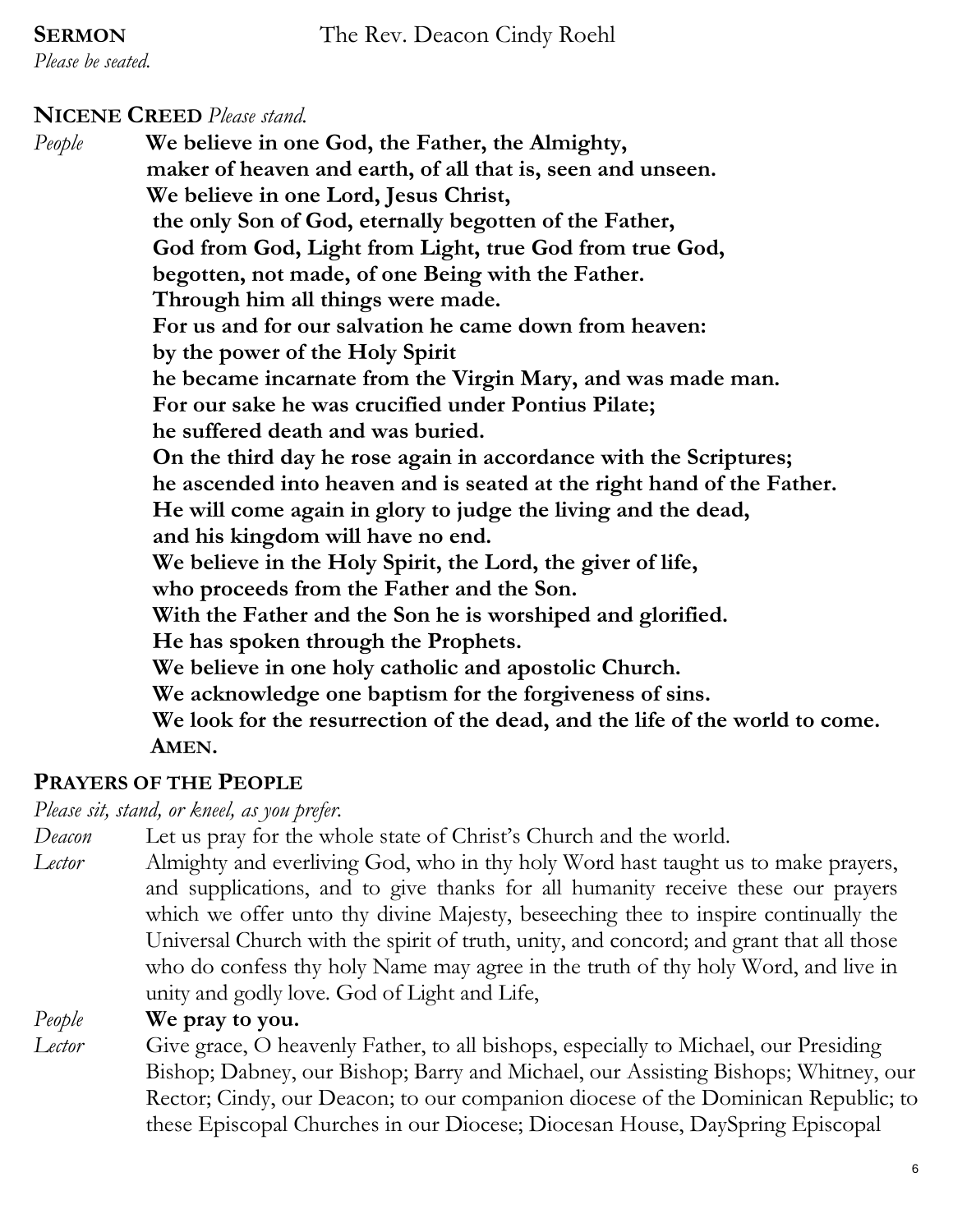**SERMON** The Rev. Deacon Cindy Roehl

*Please be seated.*

**NICENE CREED** *Please stand.*

*People* **We believe in one God, the Father, the Almighty,**
**maker of heaven and earth, of all that is, seen and unseen.**
**We believe in one Lord, Jesus Christ,**
**the only Son of God, eternally begotten of the Father,**
**God from God, Light from Light, true God from true God,**
**begotten, not made, of one Being with the Father.**
**Through him all things were made.**
**For us and for our salvation he came down from heaven:**
**by the power of the Holy Spirit**
**he became incarnate from the Virgin Mary, and was made man.**
**For our sake he was crucified under Pontius Pilate;**
**he suffered death and was buried.**
**On the third day he rose again in accordance with the Scriptures;**
**he ascended into heaven and is seated at the right hand of the Father.**
**He will come again in glory to judge the living and the dead,**
**and his kingdom will have no end.**
**We believe in the Holy Spirit, the Lord, the giver of life,**
**who proceeds from the Father and the Son.**
**With the Father and the Son he is worshiped and glorified.**
**He has spoken through the Prophets.**
**We believe in one holy catholic and apostolic Church.**
**We acknowledge one baptism for the forgiveness of sins.**
**We look for the resurrection of the dead, and the life of the world to come.**
**AMEN.**

**PRAYERS OF THE PEOPLE**

*Please sit, stand, or kneel, as you prefer.*

*Deacon* Let us pray for the whole state of Christ's Church and the world.

*Lector* Almighty and everliving God, who in thy holy Word hast taught us to make prayers, and supplications, and to give thanks for all humanity receive these our prayers which we offer unto thy divine Majesty, beseeching thee to inspire continually the Universal Church with the spirit of truth, unity, and concord; and grant that all those who do confess thy holy Name may agree in the truth of thy holy Word, and live in unity and godly love. God of Light and Life,

*People* **We pray to you.**

*Lector* Give grace, O heavenly Father, to all bishops, especially to Michael, our Presiding Bishop; Dabney, our Bishop; Barry and Michael, our Assisting Bishops; Whitney, our Rector; Cindy, our Deacon; to our companion diocese of the Dominican Republic; to these Episcopal Churches in our Diocese; Diocesan House, DaySpring Episcopal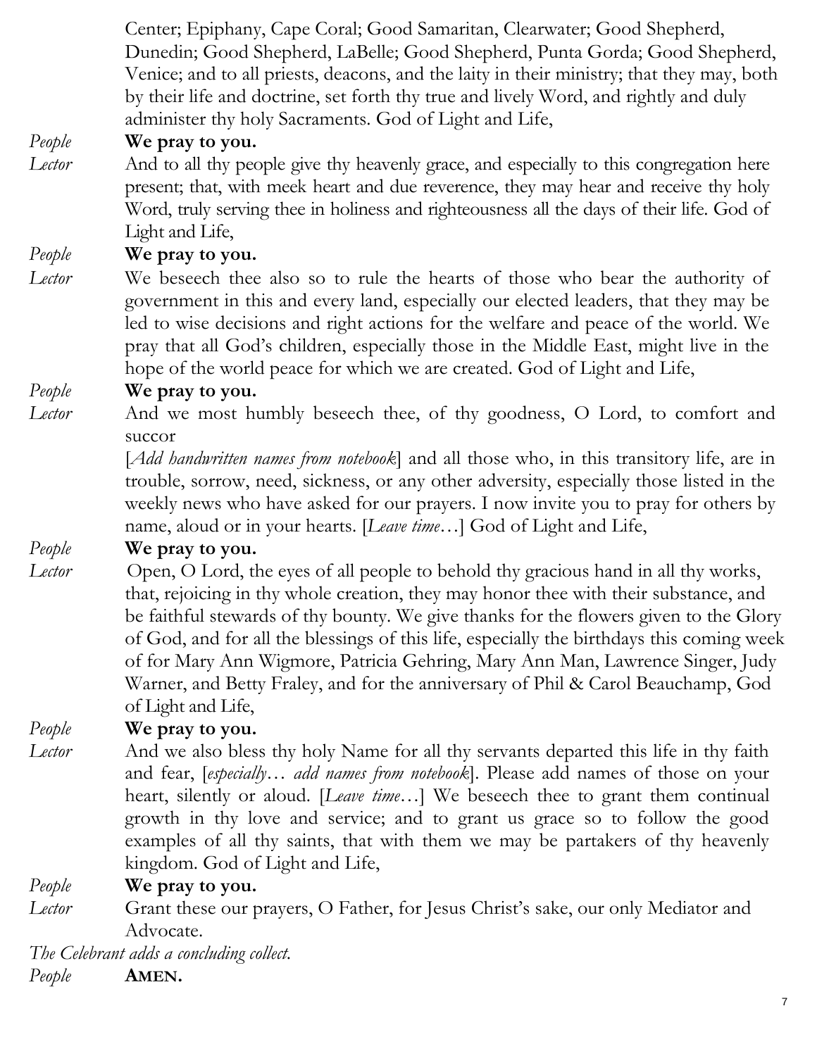Center; Epiphany, Cape Coral; Good Samaritan, Clearwater; Good Shepherd, Dunedin; Good Shepherd, LaBelle; Good Shepherd, Punta Gorda; Good Shepherd, Venice; and to all priests, deacons, and the laity in their ministry; that they may, both by their life and doctrine, set forth thy true and lively Word, and rightly and duly administer thy holy Sacraments. God of Light and Life,

*People* **We pray to you.**

*Lector* And to all thy people give thy heavenly grace, and especially to this congregation here present; that, with meek heart and due reverence, they may hear and receive thy holy Word, truly serving thee in holiness and righteousness all the days of their life. God of Light and Life,

*People* **We pray to you.**

*Lector* We beseech thee also so to rule the hearts of those who bear the authority of government in this and every land, especially our elected leaders, that they may be led to wise decisions and right actions for the welfare and peace of the world. We pray that all God's children, especially those in the Middle East, might live in the hope of the world peace for which we are created. God of Light and Life,

*People* **We pray to you.**

*Lector* And we most humbly beseech thee, of thy goodness, O Lord, to comfort and succor
[*Add handwritten names from notebook*] and all those who, in this transitory life, are in trouble, sorrow, need, sickness, or any other adversity, especially those listed in the weekly news who have asked for our prayers. I now invite you to pray for others by name, aloud or in your hearts. [*Leave time*…] God of Light and Life,

*People* **We pray to you.**

*Lector* Open, O Lord, the eyes of all people to behold thy gracious hand in all thy works, that, rejoicing in thy whole creation, they may honor thee with their substance, and be faithful stewards of thy bounty. We give thanks for the flowers given to the Glory of God, and for all the blessings of this life, especially the birthdays this coming week of for Mary Ann Wigmore, Patricia Gehring, Mary Ann Man, Lawrence Singer, Judy Warner, and Betty Fraley, and for the anniversary of Phil & Carol Beauchamp, God of Light and Life,

*People* **We pray to you.**

*Lector* And we also bless thy holy Name for all thy servants departed this life in thy faith and fear, [*especially… add names from notebook*]. Please add names of those on your heart, silently or aloud. [*Leave time*…] We beseech thee to grant them continual growth in thy love and service; and to grant us grace so to follow the good examples of all thy saints, that with them we may be partakers of thy heavenly kingdom. God of Light and Life,

*People* **We pray to you.**

*Lector* Grant these our prayers, O Father, for Jesus Christ's sake, our only Mediator and Advocate.

*The Celebrant adds a concluding collect.*

*People* **AMEN.**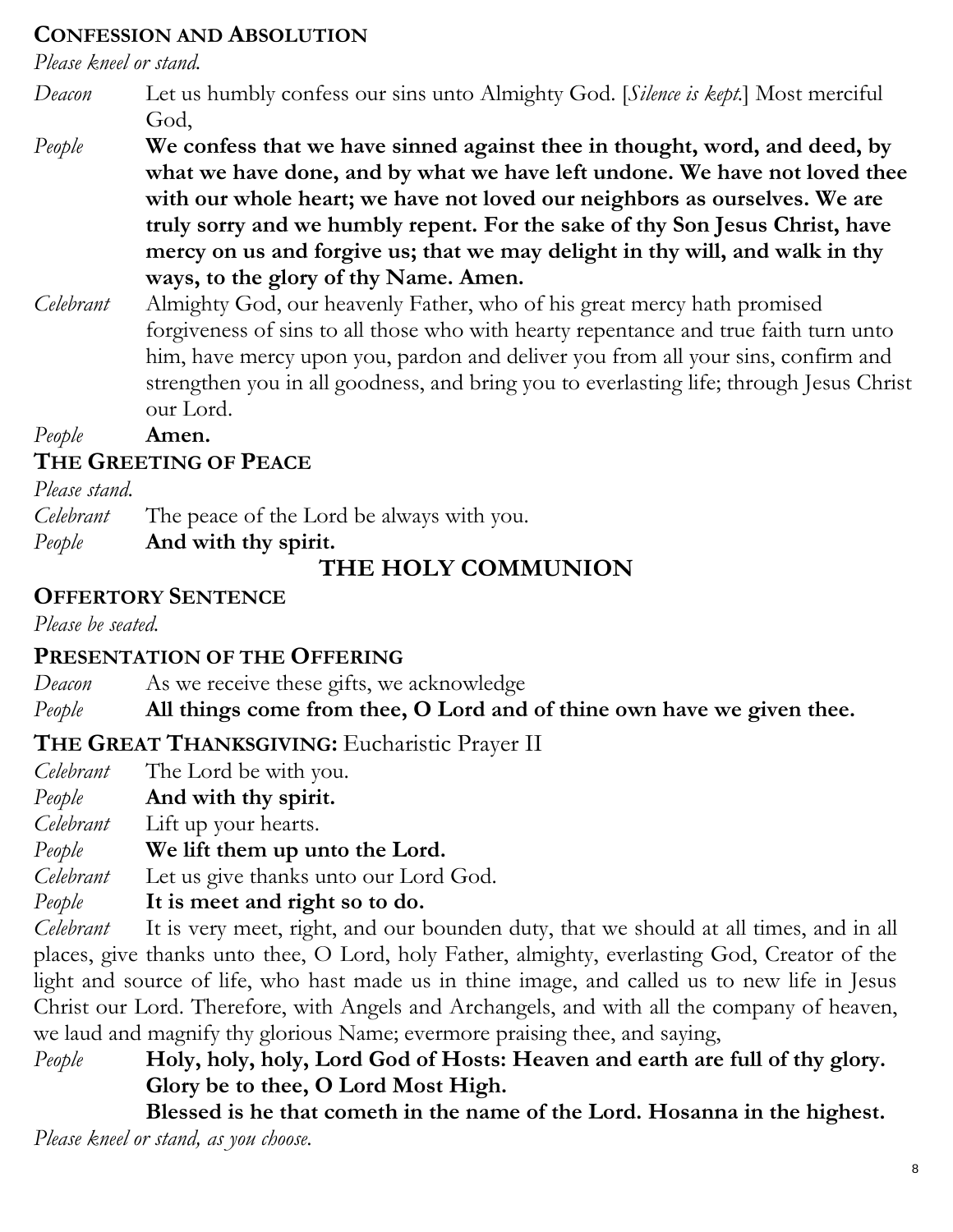## CONFESSION AND ABSOLUTION

*Please kneel or stand.*

*Deacon* Let us humbly confess our sins unto Almighty God. [*Silence is kept.*] Most merciful God,

*People* **We confess that we have sinned against thee in thought, word, and deed, by what we have done, and by what we have left undone. We have not loved thee with our whole heart; we have not loved our neighbors as ourselves. We are truly sorry and we humbly repent. For the sake of thy Son Jesus Christ, have mercy on us and forgive us; that we may delight in thy will, and walk in thy ways, to the glory of thy Name. Amen.**

*Celebrant* Almighty God, our heavenly Father, who of his great mercy hath promised forgiveness of sins to all those who with hearty repentance and true faith turn unto him, have mercy upon you, pardon and deliver you from all your sins, confirm and strengthen you in all goodness, and bring you to everlasting life; through Jesus Christ our Lord.

*People* **Amen.**

## THE GREETING OF PEACE

*Please stand.*

*Celebrant* The peace of the Lord be always with you.

*People* **And with thy spirit.**

# THE HOLY COMMUNION

## OFFERTORY SENTENCE

*Please be seated.*

## PRESENTATION OF THE OFFERING

*Deacon* As we receive these gifts, we acknowledge

*People* **All things come from thee, O Lord and of thine own have we given thee.**

## THE GREAT THANKSGIVING: Eucharistic Prayer II

*Celebrant* The Lord be with you.

*People* **And with thy spirit.**

*Celebrant* Lift up your hearts.

*People* **We lift them up unto the Lord.**

*Celebrant* Let us give thanks unto our Lord God.

*People* **It is meet and right so to do.**

*Celebrant* It is very meet, right, and our bounden duty, that we should at all times, and in all places, give thanks unto thee, O Lord, holy Father, almighty, everlasting God, Creator of the light and source of life, who hast made us in thine image, and called us to new life in Jesus Christ our Lord. Therefore, with Angels and Archangels, and with all the company of heaven, we laud and magnify thy glorious Name; evermore praising thee, and saying,

*People* **Holy, holy, holy, Lord God of Hosts: Heaven and earth are full of thy glory. Glory be to thee, O Lord Most High.**

**Blessed is he that cometh in the name of the Lord. Hosanna in the highest.**

*Please kneel or stand, as you choose.*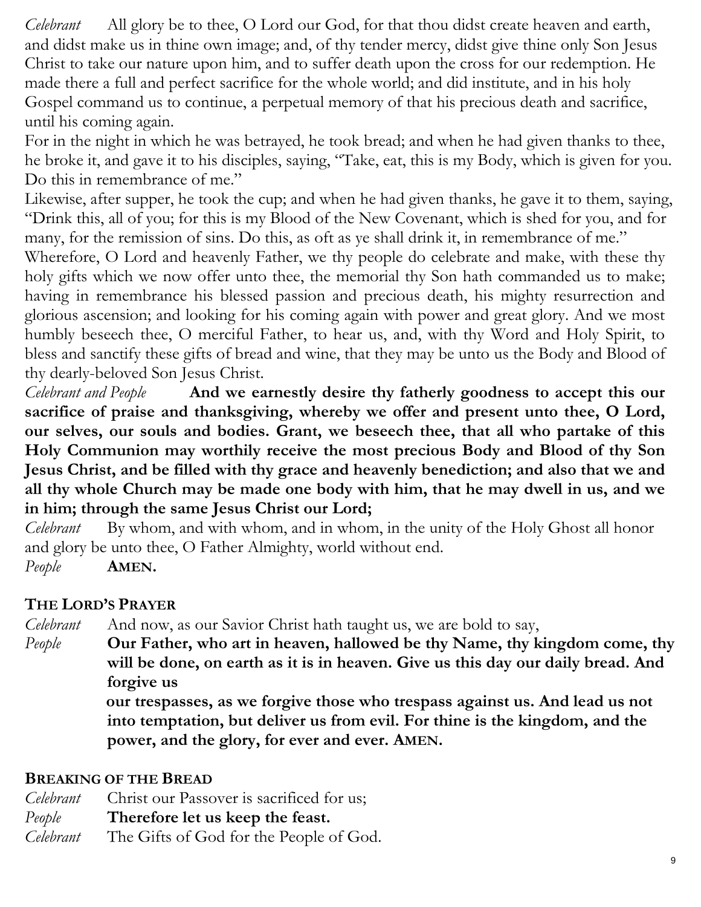*Celebrant* All glory be to thee, O Lord our God, for that thou didst create heaven and earth, and didst make us in thine own image; and, of thy tender mercy, didst give thine only Son Jesus Christ to take our nature upon him, and to suffer death upon the cross for our redemption. He made there a full and perfect sacrifice for the whole world; and did institute, and in his holy Gospel command us to continue, a perpetual memory of that his precious death and sacrifice, until his coming again.

For in the night in which he was betrayed, he took bread; and when he had given thanks to thee, he broke it, and gave it to his disciples, saying, "Take, eat, this is my Body, which is given for you. Do this in remembrance of me."

Likewise, after supper, he took the cup; and when he had given thanks, he gave it to them, saying, "Drink this, all of you; for this is my Blood of the New Covenant, which is shed for you, and for many, for the remission of sins. Do this, as oft as ye shall drink it, in remembrance of me."

Wherefore, O Lord and heavenly Father, we thy people do celebrate and make, with these thy holy gifts which we now offer unto thee, the memorial thy Son hath commanded us to make; having in remembrance his blessed passion and precious death, his mighty resurrection and glorious ascension; and looking for his coming again with power and great glory. And we most humbly beseech thee, O merciful Father, to hear us, and, with thy Word and Holy Spirit, to bless and sanctify these gifts of bread and wine, that they may be unto us the Body and Blood of thy dearly-beloved Son Jesus Christ.

*Celebrant and People* **And we earnestly desire thy fatherly goodness to accept this our sacrifice of praise and thanksgiving, whereby we offer and present unto thee, O Lord, our selves, our souls and bodies. Grant, we beseech thee, that all who partake of this Holy Communion may worthily receive the most precious Body and Blood of thy Son Jesus Christ, and be filled with thy grace and heavenly benediction; and also that we and all thy whole Church may be made one body with him, that he may dwell in us, and we in him; through the same Jesus Christ our Lord;**

*Celebrant* By whom, and with whom, and in whom, in the unity of the Holy Ghost all honor and glory be unto thee, O Father Almighty, world without end.

*People* **AMEN.**

## THE LORD'S PRAYER

*Celebrant* And now, as our Savior Christ hath taught us, we are bold to say,

*People* **Our Father, who art in heaven, hallowed be thy Name, thy kingdom come, thy will be done, on earth as it is in heaven. Give us this day our daily bread. And forgive us our trespasses, as we forgive those who trespass against us. And lead us not into temptation, but deliver us from evil. For thine is the kingdom, and the power, and the glory, for ever and ever. AMEN.**

## BREAKING OF THE BREAD

*Celebrant* Christ our Passover is sacrificed for us;

*People* **Therefore let us keep the feast.**

*Celebrant* The Gifts of God for the People of God.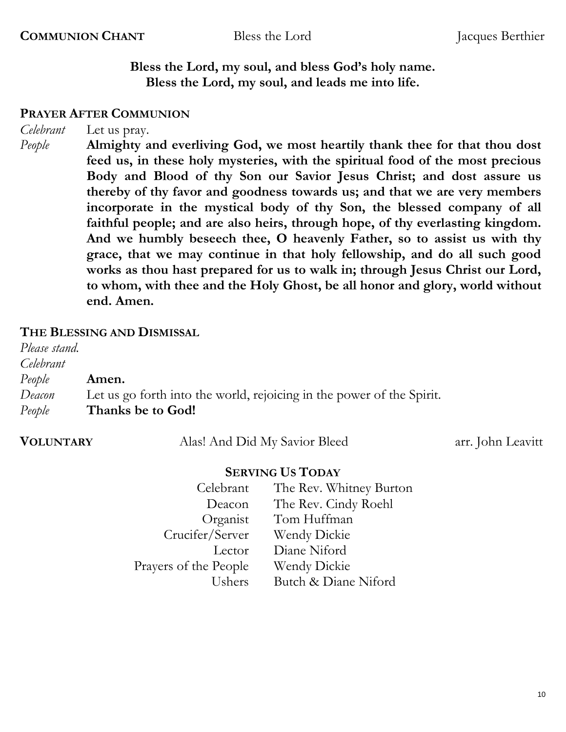**COMMUNION CHANT** Bless the Lord Jacques Berthier

**Bless the Lord, my soul, and bless God's holy name.**
**Bless the Lord, my soul, and leads me into life.**

**PRAYER AFTER COMMUNION**

*Celebrant* Let us pray.

*People* **Almighty and everliving God, we most heartily thank thee for that thou dost feed us, in these holy mysteries, with the spiritual food of the most precious Body and Blood of thy Son our Savior Jesus Christ; and dost assure us thereby of thy favor and goodness towards us; and that we are very members incorporate in the mystical body of thy Son, the blessed company of all faithful people; and are also heirs, through hope, of thy everlasting kingdom. And we humbly beseech thee, O heavenly Father, so to assist us with thy grace, that we may continue in that holy fellowship, and do all such good works as thou hast prepared for us to walk in; through Jesus Christ our Lord, to whom, with thee and the Holy Ghost, be all honor and glory, world without end. Amen.**

**THE BLESSING AND DISMISSAL**

*Please stand.*

*Celebrant*

*People* **Amen.**

*Deacon* Let us go forth into the world, rejoicing in the power of the Spirit.

*People* **Thanks be to God!**

**VOLUNTARY** Alas! And Did My Savior Bleed arr. John Leavitt

**SERVING US TODAY**

| | |
|---|---|
| Celebrant | The Rev. Whitney Burton |
| Deacon | The Rev. Cindy Roehl |
| Organist | Tom Huffman |
| Crucifer/Server | Wendy Dickie |
| Lector | Diane Niford |
| Prayers of the People | Wendy Dickie |
| Ushers | Butch & Diane Niford |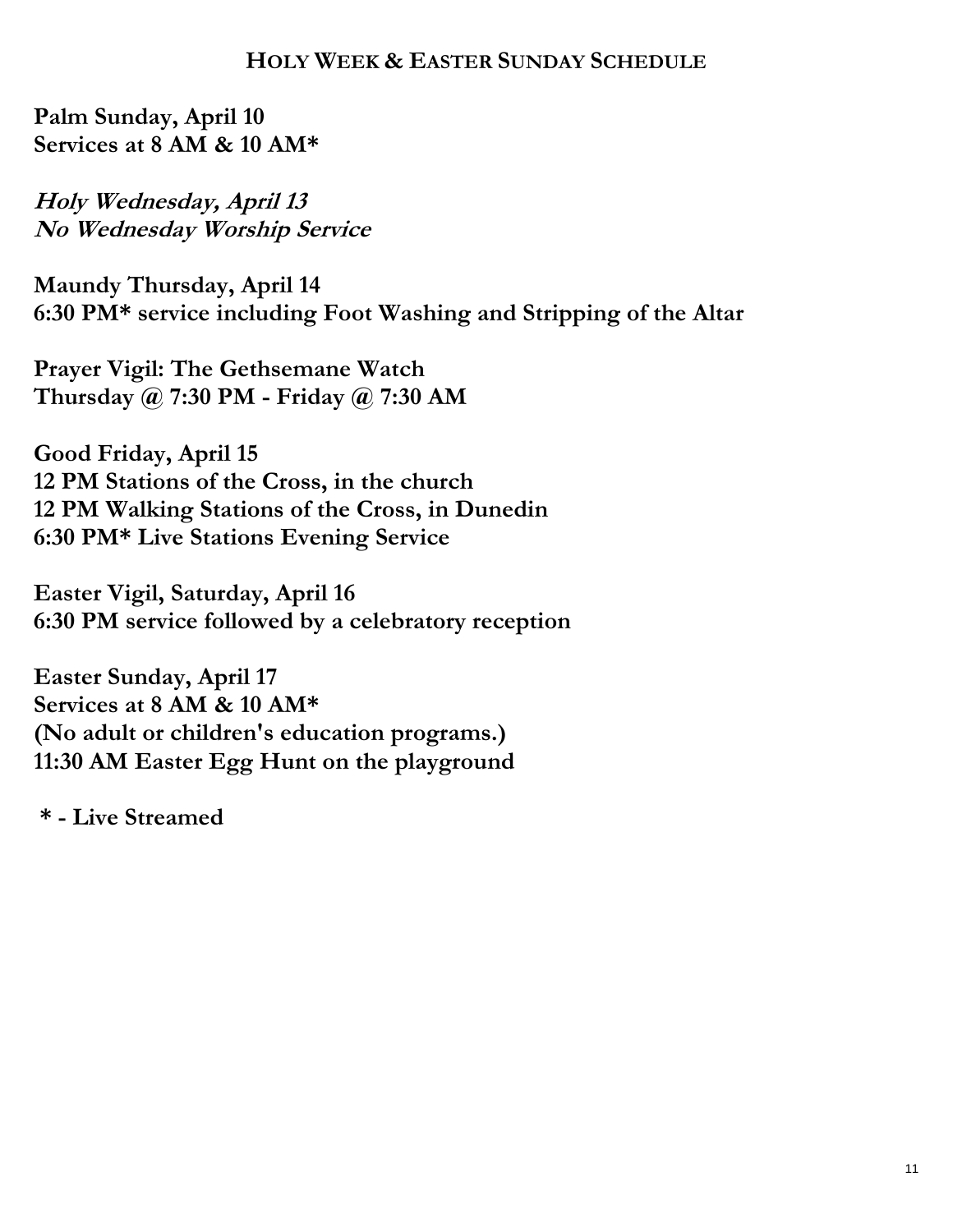## HOLY WEEK & EASTER SUNDAY SCHEDULE

**Palm Sunday, April 10**
**Services at 8 AM & 10 AM***

***Holy Wednesday, April 13***
***No Wednesday Worship Service***

**Maundy Thursday, April 14**
**6:30 PM* service including Foot Washing and Stripping of the Altar**

**Prayer Vigil: The Gethsemane Watch**
**Thursday @ 7:30 PM - Friday @ 7:30 AM**

**Good Friday, April 15**
**12 PM Stations of the Cross, in the church**
**12 PM Walking Stations of the Cross, in Dunedin**
**6:30 PM* Live Stations Evening Service**

**Easter Vigil, Saturday, April 16**
**6:30 PM service followed by a celebratory reception**

**Easter Sunday, April 17**
**Services at 8 AM & 10 AM***
**(No adult or children's education programs.)**
**11:30 AM Easter Egg Hunt on the playground**

**\* - Live Streamed**